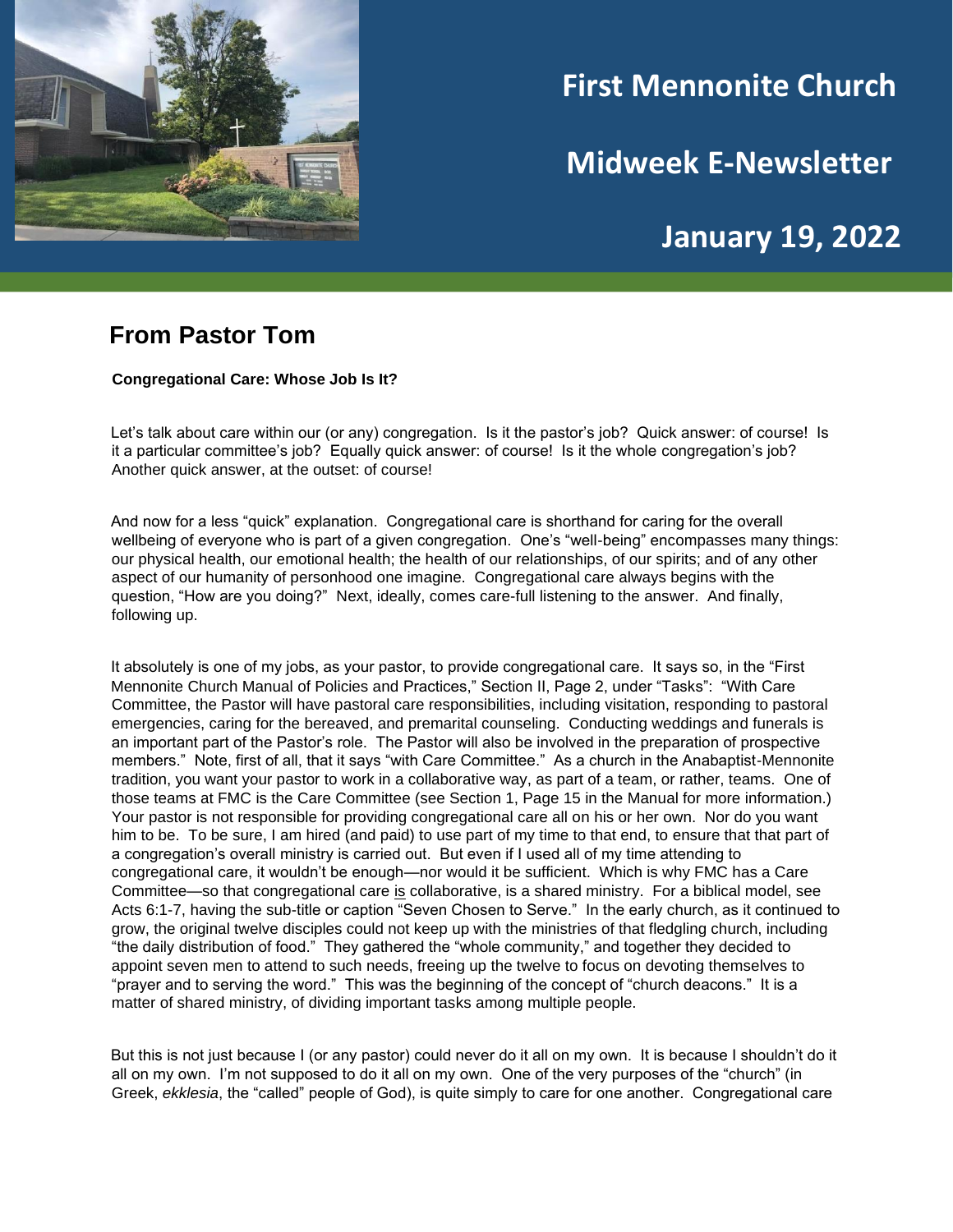# First Mennonite Church

# Midweek E-Newsletter

# January 19, 2022

## From Pastor Tom

**Congregational Care: Whose Job Is It?**

Let's talk about care within our (or any) congregation. Is it the pastor's job? Quick answer: of course! Is it a particular committee's job? Equally quick answer: of course! Is it the whole congregation's job? Another quick answer, at the outset: of course!

And now for a less "quick" explanation. Congregational care is shorthand for caring for the overall wellbeing of everyone who is part of a given congregation. One's "well-being" encompasses many things: our physical health, our emotional health; the health of our relationships, of our spirits; and of any other aspect of our humanity of personhood one imagine. Congregational care always begins with the question, "How are you doing?" Next, ideally, comes care-full listening to the answer. And finally, following up.

It absolutely is one of my jobs, as your pastor, to provide congregational care. It says so, in the "First Mennonite Church Manual of Policies and Practices," Section II, Page 2, under "Tasks": "With Care Committee, the Pastor will have pastoral care responsibilities, including visitation, responding to pastoral emergencies, caring for the bereaved, and premarital counseling. Conducting weddings and funerals is an important part of the Pastor's role. The Pastor will also be involved in the preparation of prospective members." Note, first of all, that it says "with Care Committee." As a church in the Anabaptist-Mennonite tradition, you want your pastor to work in a collaborative way, as part of a team, or rather, teams. One of those teams at FMC is the Care Committee (see Section 1, Page 15 in the Manual for more information.) Your pastor is not responsible for providing congregational care all on his or her own. Nor do you want him to be. To be sure, I am hired (and paid) to use part of my time to that end, to ensure that that part of a congregation's overall ministry is carried out. But even if I used all of my time attending to congregational care, it wouldn't be enough—nor would it be sufficient. Which is why FMC has a Care Committee—so that congregational care <u>is</u> collaborative, is a shared ministry. For a biblical model, see Acts 6:1-7, having the sub-title or caption "Seven Chosen to Serve." In the early church, as it continued to grow, the original twelve disciples could not keep up with the ministries of that fledgling church, including "the daily distribution of food." They gathered the "whole community," and together they decided to appoint seven men to attend to such needs, freeing up the twelve to focus on devoting themselves to "prayer and to serving the word." This was the beginning of the concept of "church deacons." It is a matter of shared ministry, of dividing important tasks among multiple people.

But this is not just because I (or any pastor) could never do it all on my own. It is because I shouldn't do it all on my own. I'm not supposed to do it all on my own. One of the very purposes of the "church" (in Greek, *ekklesia*, the "called" people of God), is quite simply to care for one another. Congregational care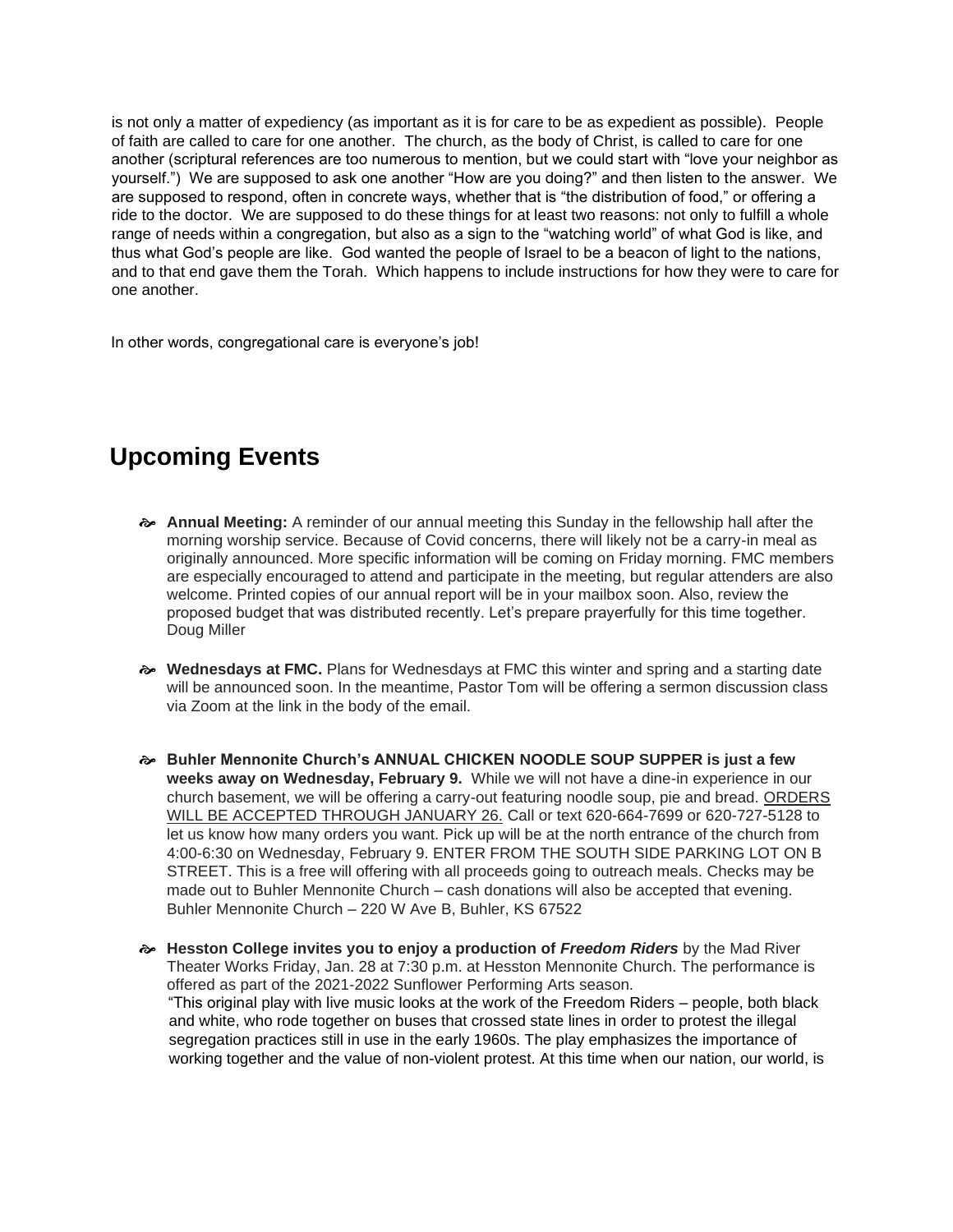is not only a matter of expediency (as important as it is for care to be as expedient as possible). People of faith are called to care for one another. The church, as the body of Christ, is called to care for one another (scriptural references are too numerous to mention, but we could start with "love your neighbor as yourself.") We are supposed to ask one another "How are you doing?" and then listen to the answer. We are supposed to respond, often in concrete ways, whether that is "the distribution of food," or offering a ride to the doctor. We are supposed to do these things for at least two reasons: not only to fulfill a whole range of needs within a congregation, but also as a sign to the "watching world" of what God is like, and thus what God's people are like. God wanted the people of Israel to be a beacon of light to the nations, and to that end gave them the Torah. Which happens to include instructions for how they were to care for one another.

In other words, congregational care is everyone's job!

## Upcoming Events

- **Annual Meeting:** A reminder of our annual meeting this Sunday in the fellowship hall after the morning worship service. Because of Covid concerns, there will likely not be a carry-in meal as originally announced. More specific information will be coming on Friday morning. FMC members are especially encouraged to attend and participate in the meeting, but regular attenders are also welcome. Printed copies of our annual report will be in your mailbox soon. Also, review the proposed budget that was distributed recently. Let's prepare prayerfully for this time together. Doug Miller

- **Wednesdays at FMC.** Plans for Wednesdays at FMC this winter and spring and a starting date will be announced soon. In the meantime, Pastor Tom will be offering a sermon discussion class via Zoom at the link in the body of the email.

- **Buhler Mennonite Church's ANNUAL CHICKEN NOODLE SOUP SUPPER is just a few weeks away on Wednesday, February 9.** While we will not have a dine-in experience in our church basement, we will be offering a carry-out featuring noodle soup, pie and bread. ORDERS WILL BE ACCEPTED THROUGH JANUARY 26. Call or text 620-664-7699 or 620-727-5128 to let us know how many orders you want. Pick up will be at the north entrance of the church from 4:00-6:30 on Wednesday, February 9. ENTER FROM THE SOUTH SIDE PARKING LOT ON B STREET. This is a free will offering with all proceeds going to outreach meals. Checks may be made out to Buhler Mennonite Church – cash donations will also be accepted that evening. Buhler Mennonite Church – 220 W Ave B, Buhler, KS 67522

- **Hesston College invites you to enjoy a production of *Freedom Riders*** by the Mad River Theater Works Friday, Jan. 28 at 7:30 p.m. at Hesston Mennonite Church. The performance is offered as part of the 2021-2022 Sunflower Performing Arts season.
  "This original play with live music looks at the work of the Freedom Riders – people, both black and white, who rode together on buses that crossed state lines in order to protest the illegal segregation practices still in use in the early 1960s. The play emphasizes the importance of working together and the value of non-violent protest. At this time when our nation, our world, is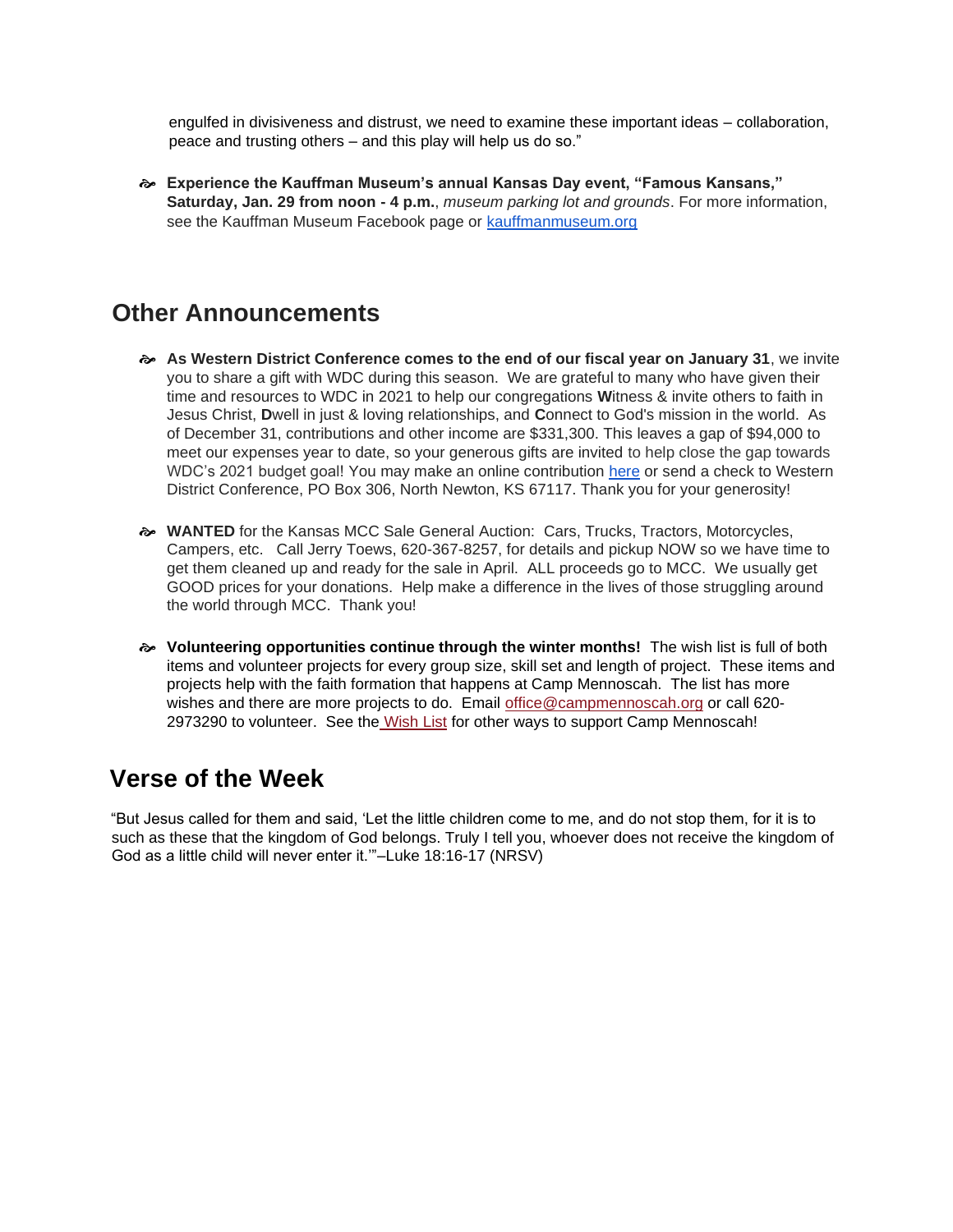engulfed in divisiveness and distrust, we need to examine these important ideas – collaboration, peace and trusting others – and this play will help us do so."

- **Experience the Kauffman Museum's annual Kansas Day event, "Famous Kansans," Saturday, Jan. 29 from noon - 4 p.m.**, *museum parking lot and grounds*. For more information, see the Kauffman Museum Facebook page or kauffmanmuseum.org

## Other Announcements

- **As Western District Conference comes to the end of our fiscal year on January 31**, we invite you to share a gift with WDC during this season. We are grateful to many who have given their time and resources to WDC in 2021 to help our congregations **W**itness & invite others to faith in Jesus Christ, **D**well in just & loving relationships, and **C**onnect to God's mission in the world. As of December 31, contributions and other income are $331,300. This leaves a gap of $94,000 to meet our expenses year to date, so your generous gifts are invited to help close the gap towards WDC's 2021 budget goal! You may make an online contribution here or send a check to Western District Conference, PO Box 306, North Newton, KS 67117. Thank you for your generosity!

- **WANTED** for the Kansas MCC Sale General Auction: Cars, Trucks, Tractors, Motorcycles, Campers, etc. Call Jerry Toews, 620-367-8257, for details and pickup NOW so we have time to get them cleaned up and ready for the sale in April. ALL proceeds go to MCC. We usually get GOOD prices for your donations. Help make a difference in the lives of those struggling around the world through MCC. Thank you!

- **Volunteering opportunities continue through the winter months!** The wish list is full of both items and volunteer projects for every group size, skill set and length of project. These items and projects help with the faith formation that happens at Camp Mennoscah. The list has more wishes and there are more projects to do. Email office@campmennoscah.org or call 620-2973290 to volunteer. See the Wish List for other ways to support Camp Mennoscah!

## Verse of the Week

"But Jesus called for them and said, 'Let the little children come to me, and do not stop them, for it is to such as these that the kingdom of God belongs. Truly I tell you, whoever does not receive the kingdom of God as a little child will never enter it.'"–Luke 18:16-17 (NRSV)